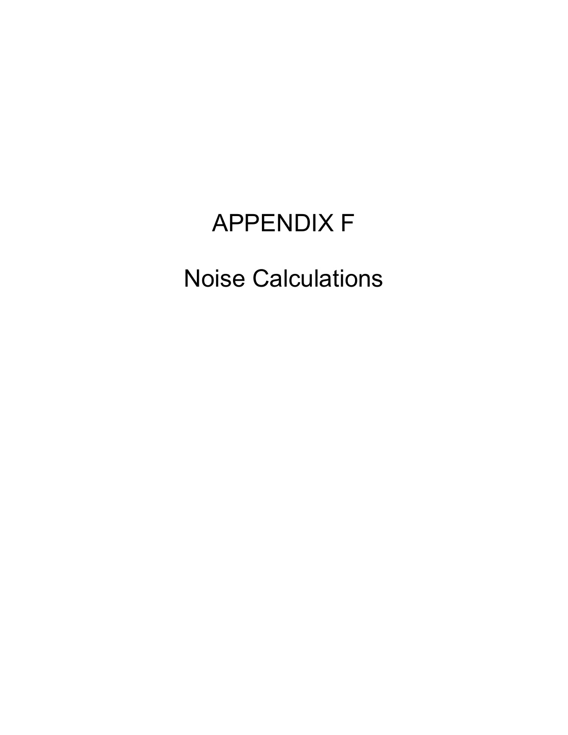# APPENDIX F

# Noise Calculations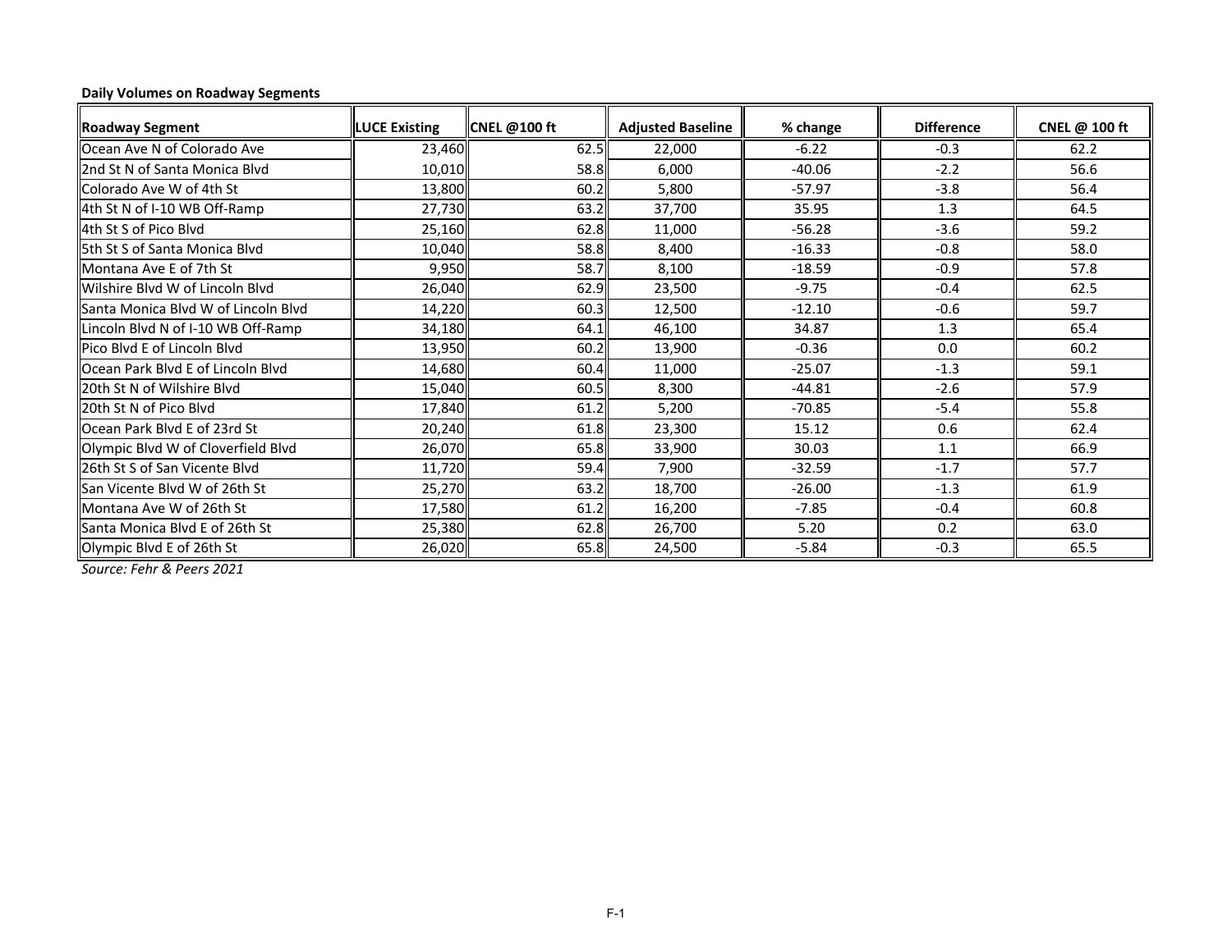**Daily Volumes on Roadway Segments**

| Roadway Segment | LUCE Existing | CNEL @100 ft | Adjusted Baseline | % change | Difference | CNEL @ 100 ft |
|---|---|---|---|---|---|---|
| Ocean Ave N of Colorado Ave | 23,460 | 62.5 | 22,000 | -6.22 | -0.3 | 62.2 |
| 2nd St N of Santa Monica Blvd | 10,010 | 58.8 | 6,000 | -40.06 | -2.2 | 56.6 |
| Colorado Ave W of 4th St | 13,800 | 60.2 | 5,800 | -57.97 | -3.8 | 56.4 |
| 4th St N of I-10 WB Off-Ramp | 27,730 | 63.2 | 37,700 | 35.95 | 1.3 | 64.5 |
| 4th St S of Pico Blvd | 25,160 | 62.8 | 11,000 | -56.28 | -3.6 | 59.2 |
| 5th St S of Santa Monica Blvd | 10,040 | 58.8 | 8,400 | -16.33 | -0.8 | 58.0 |
| Montana Ave E of 7th St | 9,950 | 58.7 | 8,100 | -18.59 | -0.9 | 57.8 |
| Wilshire Blvd W of Lincoln Blvd | 26,040 | 62.9 | 23,500 | -9.75 | -0.4 | 62.5 |
| Santa Monica Blvd W of Lincoln Blvd | 14,220 | 60.3 | 12,500 | -12.10 | -0.6 | 59.7 |
| Lincoln Blvd N of I-10 WB Off-Ramp | 34,180 | 64.1 | 46,100 | 34.87 | 1.3 | 65.4 |
| Pico Blvd E of Lincoln Blvd | 13,950 | 60.2 | 13,900 | -0.36 | 0.0 | 60.2 |
| Ocean Park Blvd E of Lincoln Blvd | 14,680 | 60.4 | 11,000 | -25.07 | -1.3 | 59.1 |
| 20th St N of Wilshire Blvd | 15,040 | 60.5 | 8,300 | -44.81 | -2.6 | 57.9 |
| 20th St N of Pico Blvd | 17,840 | 61.2 | 5,200 | -70.85 | -5.4 | 55.8 |
| Ocean Park Blvd E of 23rd St | 20,240 | 61.8 | 23,300 | 15.12 | 0.6 | 62.4 |
| Olympic Blvd W of Cloverfield Blvd | 26,070 | 65.8 | 33,900 | 30.03 | 1.1 | 66.9 |
| 26th St S of San Vicente Blvd | 11,720 | 59.4 | 7,900 | -32.59 | -1.7 | 57.7 |
| San Vicente Blvd W of 26th St | 25,270 | 63.2 | 18,700 | -26.00 | -1.3 | 61.9 |
| Montana Ave W of 26th St | 17,580 | 61.2 | 16,200 | -7.85 | -0.4 | 60.8 |
| Santa Monica Blvd E of 26th St | 25,380 | 62.8 | 26,700 | 5.20 | 0.2 | 63.0 |
| Olympic Blvd E of 26th St | 26,020 | 65.8 | 24,500 | -5.84 | -0.3 | 65.5 |

*Source: Fehr & Peers 2021*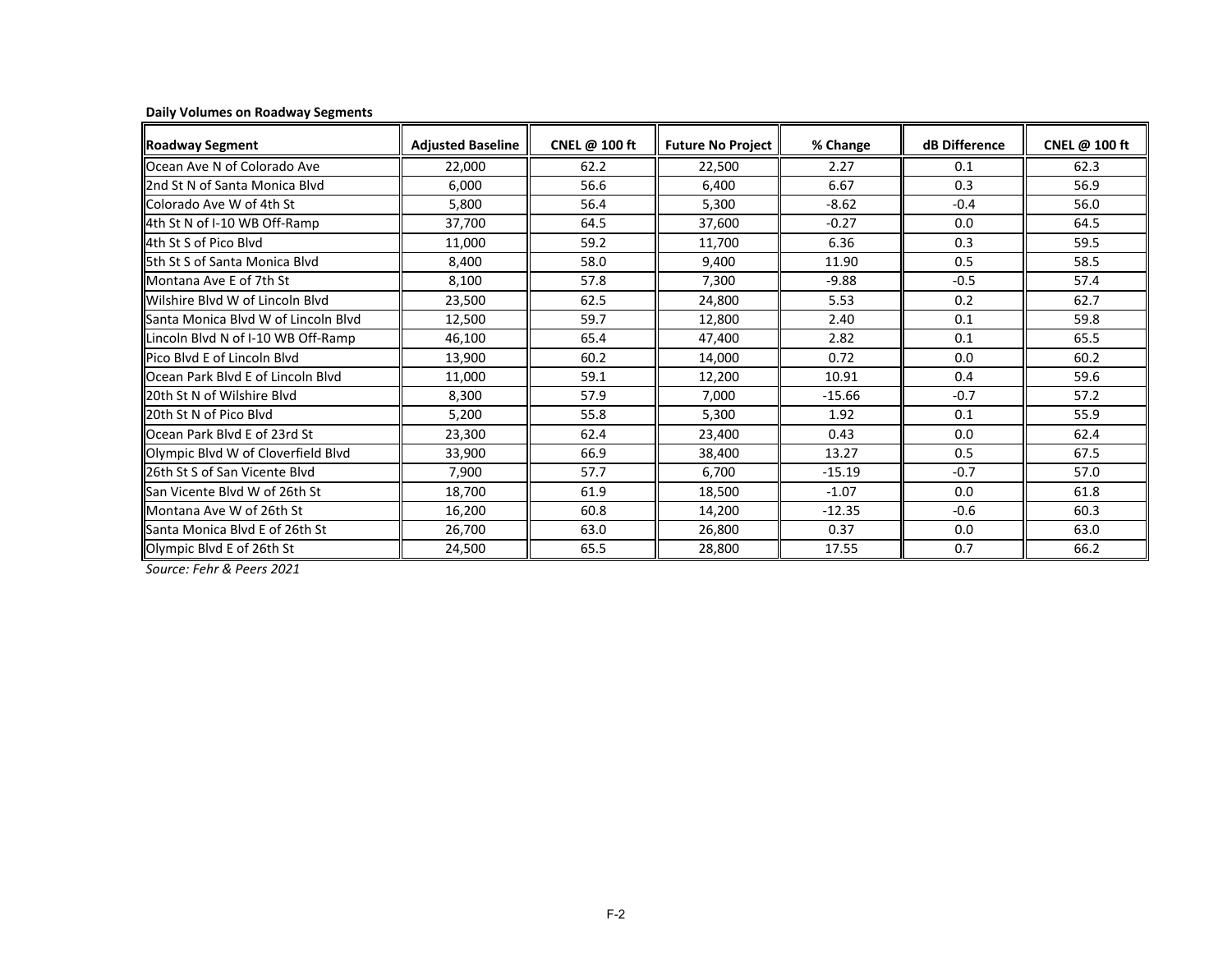**Daily Volumes on Roadway Segments**

| Roadway Segment | Adjusted Baseline | CNEL @ 100 ft | Future No Project | % Change | dB Difference | CNEL @ 100 ft |
|---|---|---|---|---|---|---|
| Ocean Ave N of Colorado Ave | 22,000 | 62.2 | 22,500 | 2.27 | 0.1 | 62.3 |
| 2nd St N of Santa Monica Blvd | 6,000 | 56.6 | 6,400 | 6.67 | 0.3 | 56.9 |
| Colorado Ave W of 4th St | 5,800 | 56.4 | 5,300 | -8.62 | -0.4 | 56.0 |
| 4th St N of I-10 WB Off-Ramp | 37,700 | 64.5 | 37,600 | -0.27 | 0.0 | 64.5 |
| 4th St S of Pico Blvd | 11,000 | 59.2 | 11,700 | 6.36 | 0.3 | 59.5 |
| 5th St S of Santa Monica Blvd | 8,400 | 58.0 | 9,400 | 11.90 | 0.5 | 58.5 |
| Montana Ave E of 7th St | 8,100 | 57.8 | 7,300 | -9.88 | -0.5 | 57.4 |
| Wilshire Blvd W of Lincoln Blvd | 23,500 | 62.5 | 24,800 | 5.53 | 0.2 | 62.7 |
| Santa Monica Blvd W of Lincoln Blvd | 12,500 | 59.7 | 12,800 | 2.40 | 0.1 | 59.8 |
| Lincoln Blvd N of I-10 WB Off-Ramp | 46,100 | 65.4 | 47,400 | 2.82 | 0.1 | 65.5 |
| Pico Blvd E of Lincoln Blvd | 13,900 | 60.2 | 14,000 | 0.72 | 0.0 | 60.2 |
| Ocean Park Blvd E of Lincoln Blvd | 11,000 | 59.1 | 12,200 | 10.91 | 0.4 | 59.6 |
| 20th St N of Wilshire Blvd | 8,300 | 57.9 | 7,000 | -15.66 | -0.7 | 57.2 |
| 20th St N of Pico Blvd | 5,200 | 55.8 | 5,300 | 1.92 | 0.1 | 55.9 |
| Ocean Park Blvd E of 23rd St | 23,300 | 62.4 | 23,400 | 0.43 | 0.0 | 62.4 |
| Olympic Blvd W of Cloverfield Blvd | 33,900 | 66.9 | 38,400 | 13.27 | 0.5 | 67.5 |
| 26th St S of San Vicente Blvd | 7,900 | 57.7 | 6,700 | -15.19 | -0.7 | 57.0 |
| San Vicente Blvd W of 26th St | 18,700 | 61.9 | 18,500 | -1.07 | 0.0 | 61.8 |
| Montana Ave W of 26th St | 16,200 | 60.8 | 14,200 | -12.35 | -0.6 | 60.3 |
| Santa Monica Blvd E of 26th St | 26,700 | 63.0 | 26,800 | 0.37 | 0.0 | 63.0 |
| Olympic Blvd E of 26th St | 24,500 | 65.5 | 28,800 | 17.55 | 0.7 | 66.2 |

*Source: Fehr & Peers 2021*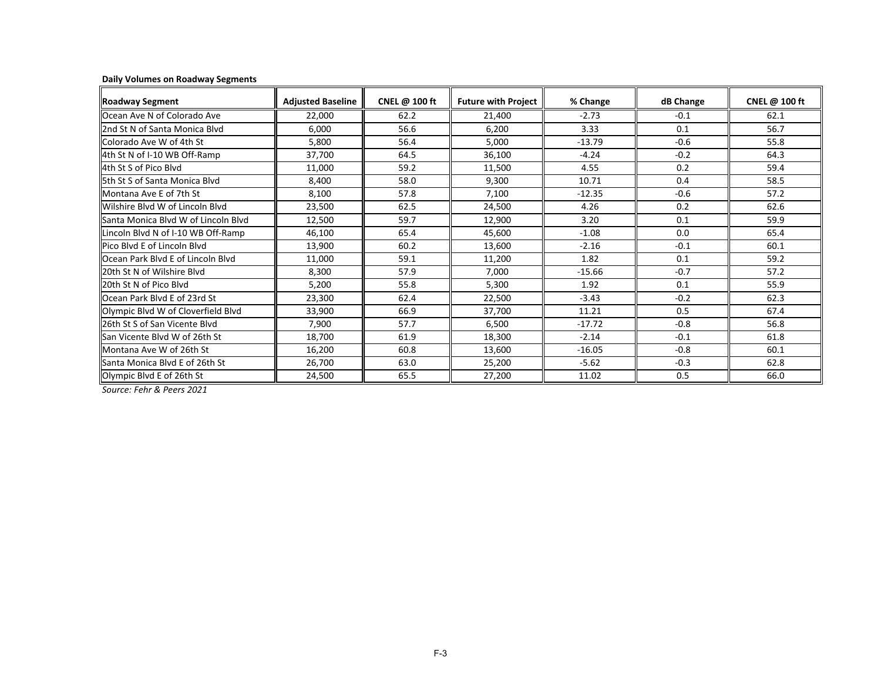**Daily Volumes on Roadway Segments**

| Roadway Segment | Adjusted Baseline | CNEL @ 100 ft | Future with Project | % Change | dB Change | CNEL @ 100 ft |
|---|---|---|---|---|---|---|
| Ocean Ave N of Colorado Ave | 22,000 | 62.2 | 21,400 | -2.73 | -0.1 | 62.1 |
| 2nd St N of Santa Monica Blvd | 6,000 | 56.6 | 6,200 | 3.33 | 0.1 | 56.7 |
| Colorado Ave W of 4th St | 5,800 | 56.4 | 5,000 | -13.79 | -0.6 | 55.8 |
| 4th St N of I-10 WB Off-Ramp | 37,700 | 64.5 | 36,100 | -4.24 | -0.2 | 64.3 |
| 4th St S of Pico Blvd | 11,000 | 59.2 | 11,500 | 4.55 | 0.2 | 59.4 |
| 5th St S of Santa Monica Blvd | 8,400 | 58.0 | 9,300 | 10.71 | 0.4 | 58.5 |
| Montana Ave E of 7th St | 8,100 | 57.8 | 7,100 | -12.35 | -0.6 | 57.2 |
| Wilshire Blvd W of Lincoln Blvd | 23,500 | 62.5 | 24,500 | 4.26 | 0.2 | 62.6 |
| Santa Monica Blvd W of Lincoln Blvd | 12,500 | 59.7 | 12,900 | 3.20 | 0.1 | 59.9 |
| Lincoln Blvd N of I-10 WB Off-Ramp | 46,100 | 65.4 | 45,600 | -1.08 | 0.0 | 65.4 |
| Pico Blvd E of Lincoln Blvd | 13,900 | 60.2 | 13,600 | -2.16 | -0.1 | 60.1 |
| Ocean Park Blvd E of Lincoln Blvd | 11,000 | 59.1 | 11,200 | 1.82 | 0.1 | 59.2 |
| 20th St N of Wilshire Blvd | 8,300 | 57.9 | 7,000 | -15.66 | -0.7 | 57.2 |
| 20th St N of Pico Blvd | 5,200 | 55.8 | 5,300 | 1.92 | 0.1 | 55.9 |
| Ocean Park Blvd E of 23rd St | 23,300 | 62.4 | 22,500 | -3.43 | -0.2 | 62.3 |
| Olympic Blvd W of Cloverfield Blvd | 33,900 | 66.9 | 37,700 | 11.21 | 0.5 | 67.4 |
| 26th St S of San Vicente Blvd | 7,900 | 57.7 | 6,500 | -17.72 | -0.8 | 56.8 |
| San Vicente Blvd W of 26th St | 18,700 | 61.9 | 18,300 | -2.14 | -0.1 | 61.8 |
| Montana Ave W of 26th St | 16,200 | 60.8 | 13,600 | -16.05 | -0.8 | 60.1 |
| Santa Monica Blvd E of 26th St | 26,700 | 63.0 | 25,200 | -5.62 | -0.3 | 62.8 |
| Olympic Blvd E of 26th St | 24,500 | 65.5 | 27,200 | 11.02 | 0.5 | 66.0 |

*Source: Fehr & Peers 2021*